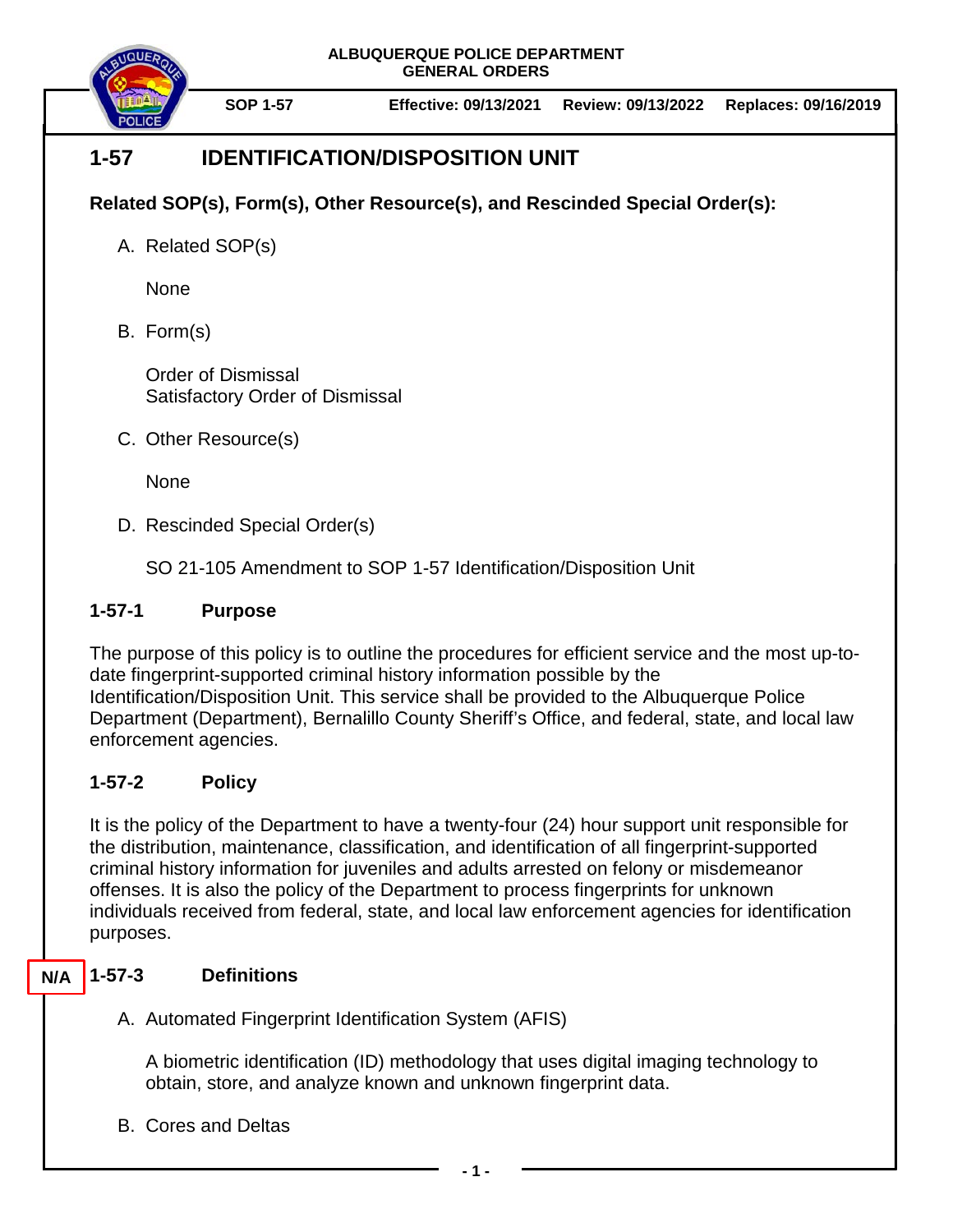ALBUQUERQUE POLICE DEPARTMENT
GENERAL ORDERS

SOP 1-57 | Effective: 09/13/2021 | Review: 09/13/2022 | Replaces: 09/16/2019

# 1-57 IDENTIFICATION/DISPOSITION UNIT

**Related SOP(s), Form(s), Other Resource(s), and Rescinded Special Order(s):**

A. Related SOP(s)

None

B. Form(s)

Order of Dismissal
Satisfactory Order of Dismissal

C. Other Resource(s)

None

D. Rescinded Special Order(s)

SO 21-105 Amendment to SOP 1-57 Identification/Disposition Unit

## 1-57-1 Purpose

The purpose of this policy is to outline the procedures for efficient service and the most up-to-date fingerprint-supported criminal history information possible by the Identification/Disposition Unit. This service shall be provided to the Albuquerque Police Department (Department), Bernalillo County Sheriff's Office, and federal, state, and local law enforcement agencies.

## 1-57-2 Policy

It is the policy of the Department to have a twenty-four (24) hour support unit responsible for the distribution, maintenance, classification, and identification of all fingerprint-supported criminal history information for juveniles and adults arrested on felony or misdemeanor offenses. It is also the policy of the Department to process fingerprints for unknown individuals received from federal, state, and local law enforcement agencies for identification purposes.

## 1-57-3 Definitions

N/A

A. Automated Fingerprint Identification System (AFIS)

A biometric identification (ID) methodology that uses digital imaging technology to obtain, store, and analyze known and unknown fingerprint data.

B. Cores and Deltas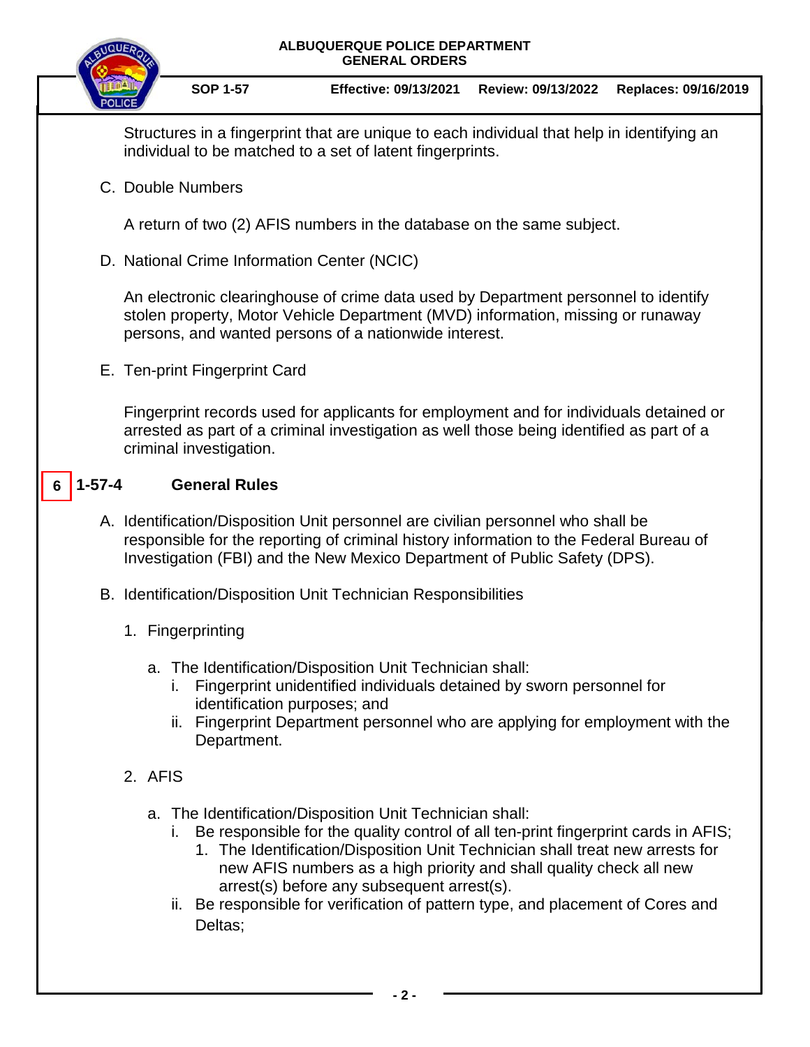Structures in a fingerprint that are unique to each individual that help in identifying an individual to be matched to a set of latent fingerprints.

C. Double Numbers

A return of two (2) AFIS numbers in the database on the same subject.

D. National Crime Information Center (NCIC)

An electronic clearinghouse of crime data used by Department personnel to identify stolen property, Motor Vehicle Department (MVD) information, missing or runaway persons, and wanted persons of a nationwide interest.

E. Ten-print Fingerprint Card

Fingerprint records used for applicants for employment and for individuals detained or arrested as part of a criminal investigation as well those being identified as part of a criminal investigation.

## 6 1-57-4 General Rules

A. Identification/Disposition Unit personnel are civilian personnel who shall be responsible for the reporting of criminal history information to the Federal Bureau of Investigation (FBI) and the New Mexico Department of Public Safety (DPS).

B. Identification/Disposition Unit Technician Responsibilities

1. Fingerprinting

   a. The Identification/Disposition Unit Technician shall:
      i. Fingerprint unidentified individuals detained by sworn personnel for identification purposes; and
      ii. Fingerprint Department personnel who are applying for employment with the Department.

2. AFIS

   a. The Identification/Disposition Unit Technician shall:
      i. Be responsible for the quality control of all ten-print fingerprint cards in AFIS;
         1. The Identification/Disposition Unit Technician shall treat new arrests for new AFIS numbers as a high priority and shall quality check all new arrest(s) before any subsequent arrest(s).
      ii. Be responsible for verification of pattern type, and placement of Cores and Deltas;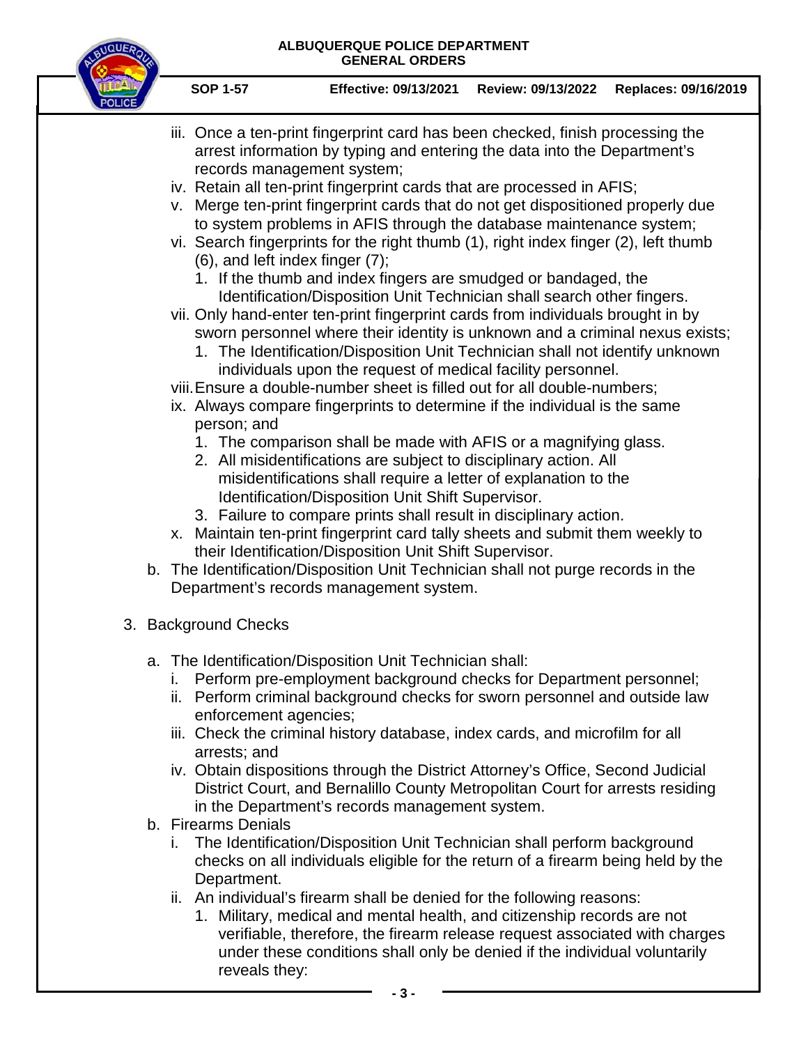iii. Once a ten-print fingerprint card has been checked, finish processing the arrest information by typing and entering the data into the Department's records management system;

iv. Retain all ten-print fingerprint cards that are processed in AFIS;

v. Merge ten-print fingerprint cards that do not get dispositioned properly due to system problems in AFIS through the database maintenance system;

vi. Search fingerprints for the right thumb (1), right index finger (2), left thumb (6), and left index finger (7);

   1. If the thumb and index fingers are smudged or bandaged, the Identification/Disposition Unit Technician shall search other fingers.

vii. Only hand-enter ten-print fingerprint cards from individuals brought in by sworn personnel where their identity is unknown and a criminal nexus exists;

   1. The Identification/Disposition Unit Technician shall not identify unknown individuals upon the request of medical facility personnel.

viii. Ensure a double-number sheet is filled out for all double-numbers;

ix. Always compare fingerprints to determine if the individual is the same person; and

   1. The comparison shall be made with AFIS or a magnifying glass.
   2. All misidentifications are subject to disciplinary action. All misidentifications shall require a letter of explanation to the Identification/Disposition Unit Shift Supervisor.
   3. Failure to compare prints shall result in disciplinary action.

x. Maintain ten-print fingerprint card tally sheets and submit them weekly to their Identification/Disposition Unit Shift Supervisor.

b. The Identification/Disposition Unit Technician shall not purge records in the Department's records management system.

3. Background Checks

   a. The Identification/Disposition Unit Technician shall:

      i. Perform pre-employment background checks for Department personnel;

      ii. Perform criminal background checks for sworn personnel and outside law enforcement agencies;

      iii. Check the criminal history database, index cards, and microfilm for all arrests; and

      iv. Obtain dispositions through the District Attorney's Office, Second Judicial District Court, and Bernalillo County Metropolitan Court for arrests residing in the Department's records management system.

   b. Firearms Denials

      i. The Identification/Disposition Unit Technician shall perform background checks on all individuals eligible for the return of a firearm being held by the Department.

      ii. An individual's firearm shall be denied for the following reasons:

         1. Military, medical and mental health, and citizenship records are not verifiable, therefore, the firearm release request associated with charges under these conditions shall only be denied if the individual voluntarily reveals they: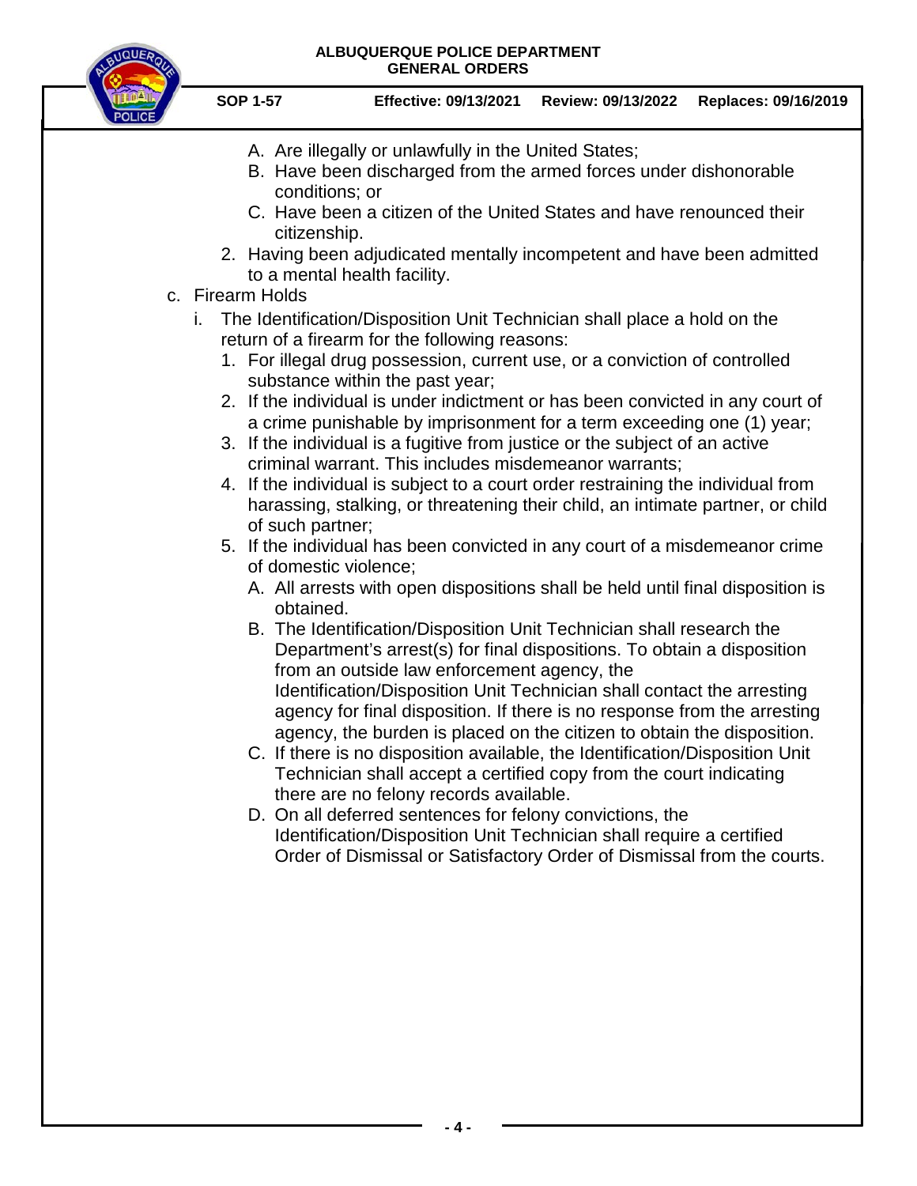A. Are illegally or unlawfully in the United States;
B. Have been discharged from the armed forces under dishonorable conditions; or
C. Have been a citizen of the United States and have renounced their citizenship.

2. Having been adjudicated mentally incompetent and have been admitted to a mental health facility.

c. Firearm Holds

i. The Identification/Disposition Unit Technician shall place a hold on the return of a firearm for the following reasons:

1. For illegal drug possession, current use, or a conviction of controlled substance within the past year;
2. If the individual is under indictment or has been convicted in any court of a crime punishable by imprisonment for a term exceeding one (1) year;
3. If the individual is a fugitive from justice or the subject of an active criminal warrant. This includes misdemeanor warrants;
4. If the individual is subject to a court order restraining the individual from harassing, stalking, or threatening their child, an intimate partner, or child of such partner;
5. If the individual has been convicted in any court of a misdemeanor crime of domestic violence;

A. All arrests with open dispositions shall be held until final disposition is obtained.
B. The Identification/Disposition Unit Technician shall research the Department's arrest(s) for final dispositions. To obtain a disposition from an outside law enforcement agency, the Identification/Disposition Unit Technician shall contact the arresting agency for final disposition. If there is no response from the arresting agency, the burden is placed on the citizen to obtain the disposition.
C. If there is no disposition available, the Identification/Disposition Unit Technician shall accept a certified copy from the court indicating there are no felony records available.
D. On all deferred sentences for felony convictions, the Identification/Disposition Unit Technician shall require a certified Order of Dismissal or Satisfactory Order of Dismissal from the courts.